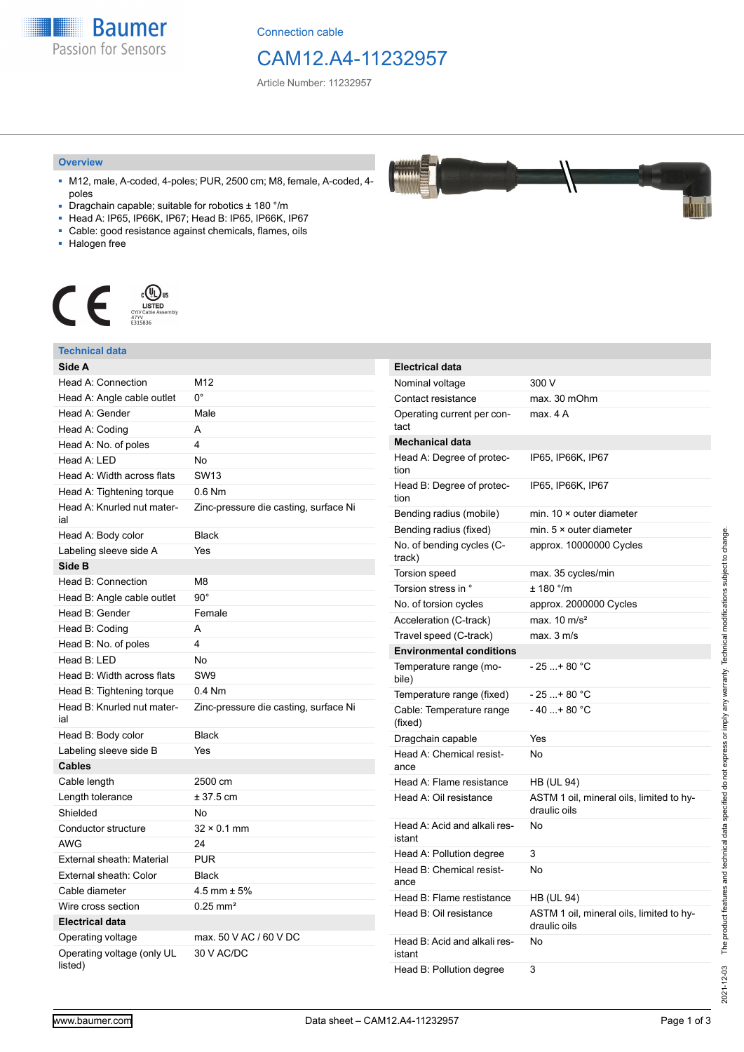Connection cable

# CAM12.A4-11232957

Article Number: 11232957

## Overview

- M12, male, A-coded, 4-poles; PUR, 2500 cm; M8, female, A-coded, 4-poles
- Dragchain capable; suitable for robotics ± 180 °/m
- Head A: IP65, IP66K, IP67; Head B: IP65, IP66K, IP67
- Cable: good resistance against chemicals, flames, oils
- Halogen free

## Technical data

| Side A | |
|---|---|
| Head A: Connection | M12 |
| Head A: Angle cable outlet | 0° |
| Head A: Gender | Male |
| Head A: Coding | A |
| Head A: No. of poles | 4 |
| Head A: LED | No |
| Head A: Width across flats | SW13 |
| Head A: Tightening torque | 0.6 Nm |
| Head A: Knurled nut material | Zinc-pressure die casting, surface Ni |
| Head A: Body color | Black |
| Labeling sleeve side A | Yes |
| **Side B** | |
| Head B: Connection | M8 |
| Head B: Angle cable outlet | 90° |
| Head B: Gender | Female |
| Head B: Coding | A |
| Head B: No. of poles | 4 |
| Head B: LED | No |
| Head B: Width across flats | SW9 |
| Head B: Tightening torque | 0.4 Nm |
| Head B: Knurled nut material | Zinc-pressure die casting, surface Ni |
| Head B: Body color | Black |
| Labeling sleeve side B | Yes |
| **Cables** | |
| Cable length | 2500 cm |
| Length tolerance | ± 37.5 cm |
| Shielded | No |
| Conductor structure | 32 × 0.1 mm |
| AWG | 24 |
| External sheath: Material | PUR |
| External sheath: Color | Black |
| Cable diameter | 4.5 mm ± 5% |
| Wire cross section | 0.25 mm² |
| **Electrical data** | |
| Operating voltage | max. 50 V AC / 60 V DC |
| Operating voltage (only UL listed) | 30 V AC/DC |

| Electrical data | |
|---|---|
| Nominal voltage | 300 V |
| Contact resistance | max. 30 mOhm |
| Operating current per contact | max. 4 A |
| **Mechanical data** | |
| Head A: Degree of protection | IP65, IP66K, IP67 |
| Head B: Degree of protection | IP65, IP66K, IP67 |
| Bending radius (mobile) | min. 10 × outer diameter |
| Bending radius (fixed) | min. 5 × outer diameter |
| No. of bending cycles (C-track) | approx. 10000000 Cycles |
| Torsion speed | max. 35 cycles/min |
| Torsion stress in ° | ± 180 °/m |
| No. of torsion cycles | approx. 2000000 Cycles |
| Acceleration (C-track) | max. 10 m/s² |
| Travel speed (C-track) | max. 3 m/s |
| **Environmental conditions** | |
| Temperature range (mobile) | - 25 ...+ 80 °C |
| Temperature range (fixed) | - 25 ...+ 80 °C |
| Cable: Temperature range (fixed) | - 40 ...+ 80 °C |
| Dragchain capable | Yes |
| Head A: Chemical resistance | No |
| Head A: Flame resistance | HB (UL 94) |
| Head A: Oil resistance | ASTM 1 oil, mineral oils, limited to hydraulic oils |
| Head A: Acid and alkali resistant | No |
| Head A: Pollution degree | 3 |
| Head B: Chemical resistance | No |
| Head B: Flame resistance | HB (UL 94) |
| Head B: Oil resistance | ASTM 1 oil, mineral oils, limited to hydraulic oils |
| Head B: Acid and alkali resistant | No |
| Head B: Pollution degree | 3 |

2021-12-03 The product features and technical data specified do not express or imply any warranty. Technical modifications subject to change.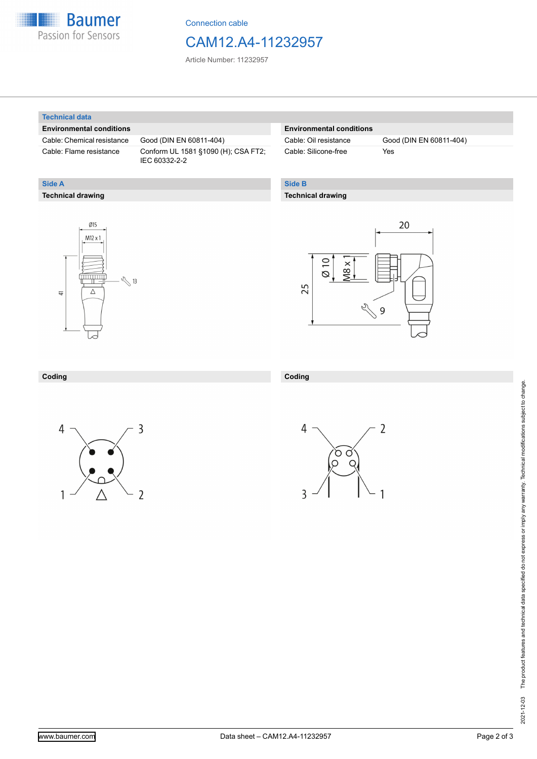Connection cable

# CAM12.A4-11232957

Article Number: 11232957

## Technical data

### Environmental conditions

| | |
|---|---|
| Cable: Chemical resistance | Good (DIN EN 60811-404) |
| Cable: Flame resistance | Conform UL 1581 §1090 (H); CSA FT2; IEC 60332-2-2 |
| Cable: Oil resistance | Good (DIN EN 60811-404) |
| Cable: Silicone-free | Yes |

## Side A

### Technical drawing

Ø15

M12 x 1

13

41

### Coding

4, 3, 1, 2

## Side B

### Technical drawing

20

Ø 10

M8 x 1

25

9

### Coding

4, 2, 3, 1

2021-12-03 The product features and technical data specified do not express or imply any warranty. Technical modifications subject to change.

www.baumer.com

Data sheet – CAM12.A4-11232957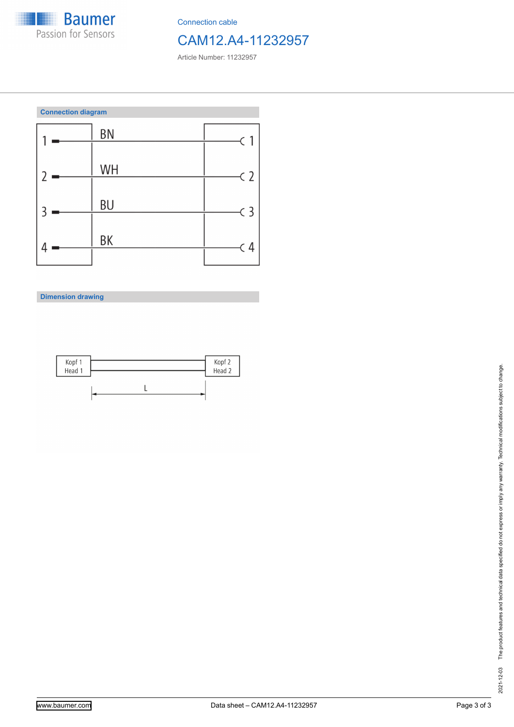Connection cable

# CAM12.A4-11232957

Article Number: 11232957

## Connection diagram

1 BN 1
2 WH 2
3 BU 3
4 BK 4

## Dimension drawing

Kopf 1
Head 1

Kopf 2
Head 2

L

2021-12-03 The product features and technical data specified do not express or imply any warranty. Technical modifications subject to change.